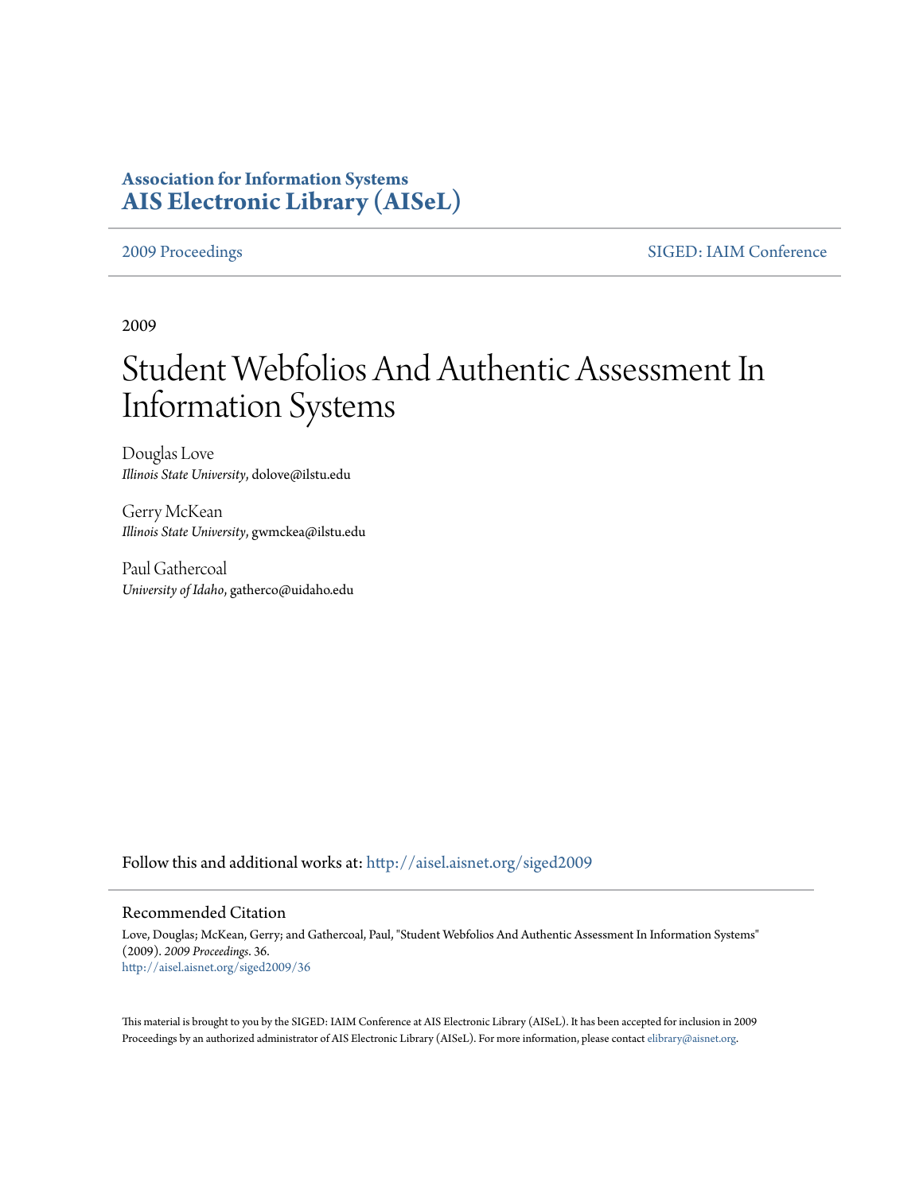# Association for Information Systems
# AIS Electronic Library (AISeL)

2009 Proceedings | SIGED: IAIM Conference

2009

# Student Webfolios And Authentic Assessment In Information Systems

Douglas Love
*Illinois State University*, dolove@ilstu.edu

Gerry McKean
*Illinois State University*, gwmckea@ilstu.edu

Paul Gathercoal
*University of Idaho*, gatherco@uidaho.edu

Follow this and additional works at: http://aisel.aisnet.org/siged2009

## Recommended Citation

Love, Douglas; McKean, Gerry; and Gathercoal, Paul, "Student Webfolios And Authentic Assessment In Information Systems" (2009). *2009 Proceedings*. 36.
http://aisel.aisnet.org/siged2009/36

This material is brought to you by the SIGED: IAIM Conference at AIS Electronic Library (AISeL). It has been accepted for inclusion in 2009 Proceedings by an authorized administrator of AIS Electronic Library (AISeL). For more information, please contact elibrary@aisnet.org.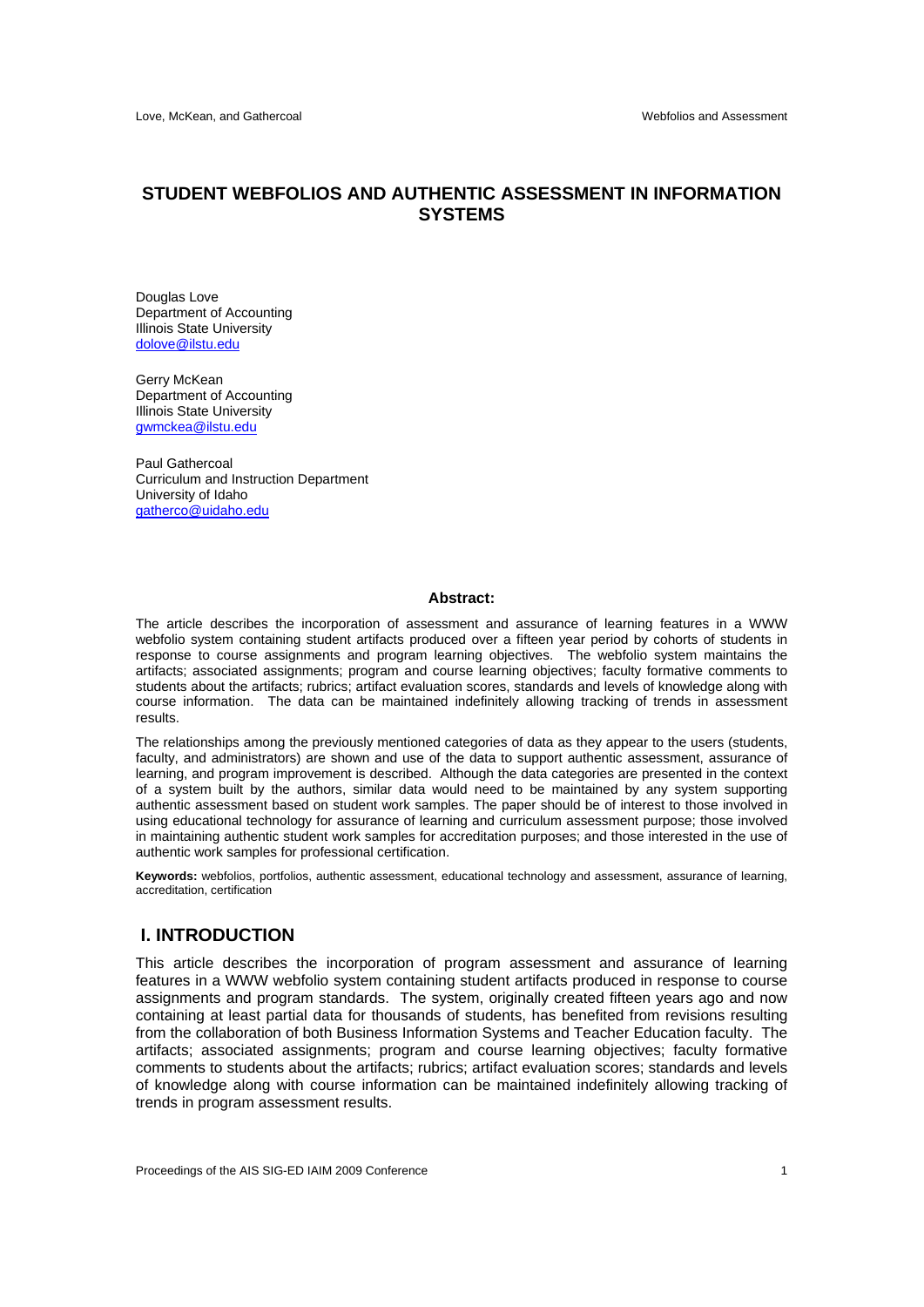# STUDENT WEBFOLIOS AND AUTHENTIC ASSESSMENT IN INFORMATION SYSTEMS

Douglas Love
Department of Accounting
Illinois State University
dolove@ilstu.edu

Gerry McKean
Department of Accounting
Illinois State University
gwmckea@ilstu.edu

Paul Gathercoal
Curriculum and Instruction Department
University of Idaho
gatherco@uidaho.edu

**Abstract:**

The article describes the incorporation of assessment and assurance of learning features in a WWW webfolio system containing student artifacts produced over a fifteen year period by cohorts of students in response to course assignments and program learning objectives. The webfolio system maintains the artifacts; associated assignments; program and course learning objectives; faculty formative comments to students about the artifacts; rubrics; artifact evaluation scores, standards and levels of knowledge along with course information. The data can be maintained indefinitely allowing tracking of trends in assessment results.

The relationships among the previously mentioned categories of data as they appear to the users (students, faculty, and administrators) are shown and use of the data to support authentic assessment, assurance of learning, and program improvement is described. Although the data categories are presented in the context of a system built by the authors, similar data would need to be maintained by any system supporting authentic assessment based on student work samples. The paper should be of interest to those involved in using educational technology for assurance of learning and curriculum assessment purpose; those involved in maintaining authentic student work samples for accreditation purposes; and those interested in the use of authentic work samples for professional certification.

**Keywords:** webfolios, portfolios, authentic assessment, educational technology and assessment, assurance of learning, accreditation, certification

## I. INTRODUCTION

This article describes the incorporation of program assessment and assurance of learning features in a WWW webfolio system containing student artifacts produced in response to course assignments and program standards. The system, originally created fifteen years ago and now containing at least partial data for thousands of students, has benefited from revisions resulting from the collaboration of both Business Information Systems and Teacher Education faculty. The artifacts; associated assignments; program and course learning objectives; faculty formative comments to students about the artifacts; rubrics; artifact evaluation scores; standards and levels of knowledge along with course information can be maintained indefinitely allowing tracking of trends in program assessment results.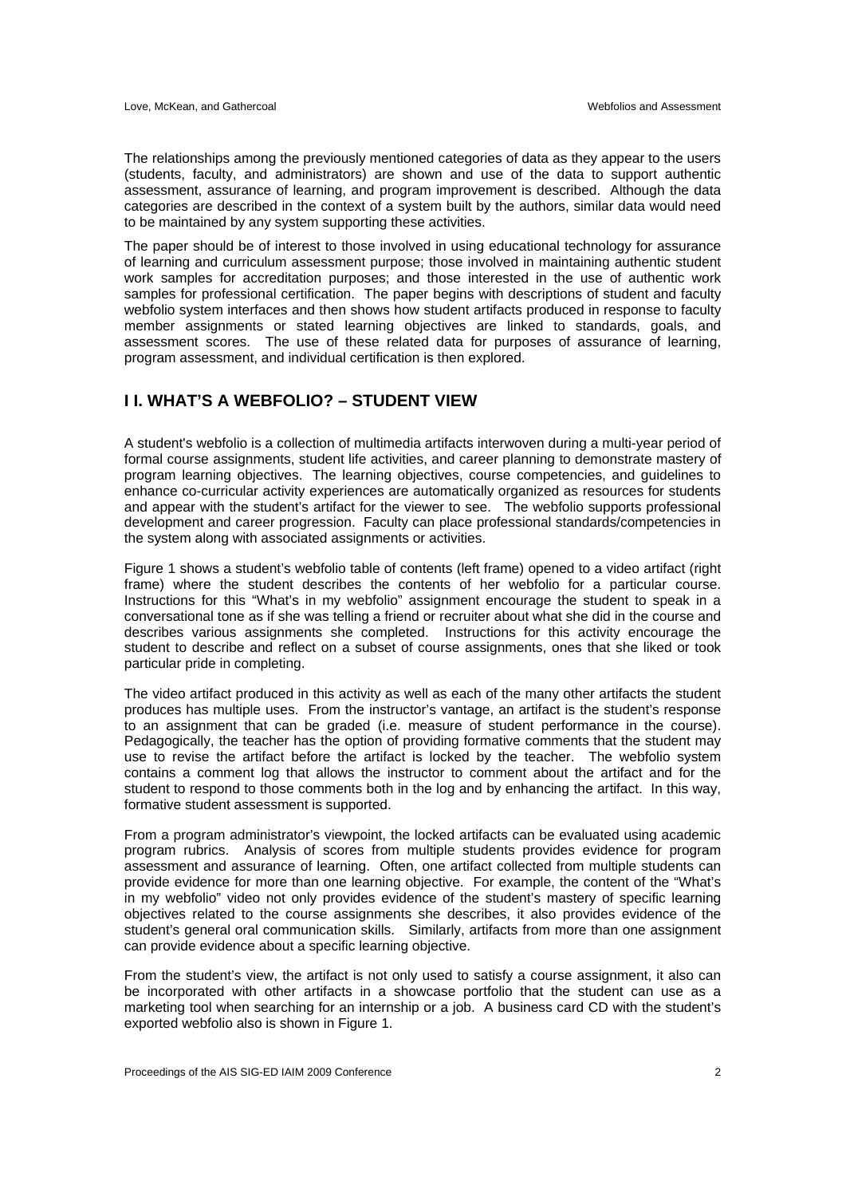The relationships among the previously mentioned categories of data as they appear to the users (students, faculty, and administrators) are shown and use of the data to support authentic assessment, assurance of learning, and program improvement is described. Although the data categories are described in the context of a system built by the authors, similar data would need to be maintained by any system supporting these activities.

The paper should be of interest to those involved in using educational technology for assurance of learning and curriculum assessment purpose; those involved in maintaining authentic student work samples for accreditation purposes; and those interested in the use of authentic work samples for professional certification. The paper begins with descriptions of student and faculty webfolio system interfaces and then shows how student artifacts produced in response to faculty member assignments or stated learning objectives are linked to standards, goals, and assessment scores. The use of these related data for purposes of assurance of learning, program assessment, and individual certification is then explored.

## I I. WHAT'S A WEBFOLIO? – STUDENT VIEW

A student's webfolio is a collection of multimedia artifacts interwoven during a multi-year period of formal course assignments, student life activities, and career planning to demonstrate mastery of program learning objectives. The learning objectives, course competencies, and guidelines to enhance co-curricular activity experiences are automatically organized as resources for students and appear with the student's artifact for the viewer to see. The webfolio supports professional development and career progression. Faculty can place professional standards/competencies in the system along with associated assignments or activities.

Figure 1 shows a student's webfolio table of contents (left frame) opened to a video artifact (right frame) where the student describes the contents of her webfolio for a particular course. Instructions for this "What's in my webfolio" assignment encourage the student to speak in a conversational tone as if she was telling a friend or recruiter about what she did in the course and describes various assignments she completed. Instructions for this activity encourage the student to describe and reflect on a subset of course assignments, ones that she liked or took particular pride in completing.

The video artifact produced in this activity as well as each of the many other artifacts the student produces has multiple uses. From the instructor's vantage, an artifact is the student's response to an assignment that can be graded (i.e. measure of student performance in the course). Pedagogically, the teacher has the option of providing formative comments that the student may use to revise the artifact before the artifact is locked by the teacher. The webfolio system contains a comment log that allows the instructor to comment about the artifact and for the student to respond to those comments both in the log and by enhancing the artifact. In this way, formative student assessment is supported.

From a program administrator's viewpoint, the locked artifacts can be evaluated using academic program rubrics. Analysis of scores from multiple students provides evidence for program assessment and assurance of learning. Often, one artifact collected from multiple students can provide evidence for more than one learning objective. For example, the content of the "What's in my webfolio" video not only provides evidence of the student's mastery of specific learning objectives related to the course assignments she describes, it also provides evidence of the student's general oral communication skills. Similarly, artifacts from more than one assignment can provide evidence about a specific learning objective.

From the student's view, the artifact is not only used to satisfy a course assignment, it also can be incorporated with other artifacts in a showcase portfolio that the student can use as a marketing tool when searching for an internship or a job. A business card CD with the student's exported webfolio also is shown in Figure 1.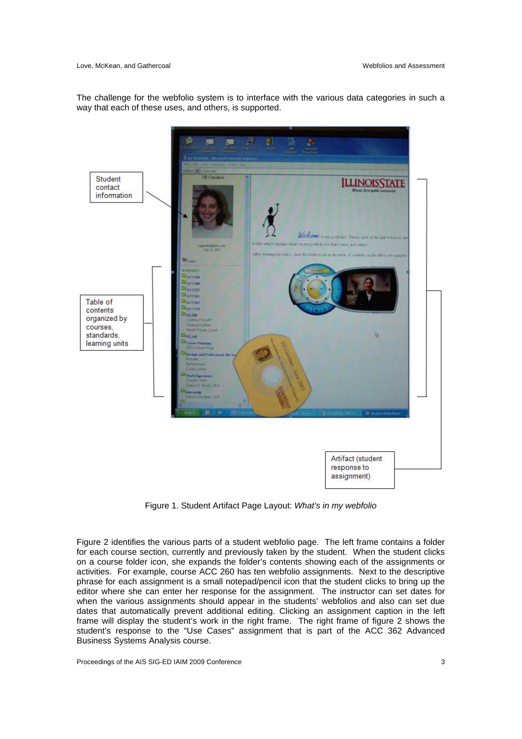The challenge for the webfolio system is to interface with the various data categories in such a way that each of these uses, and others, is supported.

Figure 1. Student Artifact Page Layout: *What's in my webfolio*

Figure 2 identifies the various parts of a student webfolio page. The left frame contains a folder for each course section, currently and previously taken by the student. When the student clicks on a course folder icon, she expands the folder's contents showing each of the assignments or activities. For example, course ACC 260 has ten webfolio assignments. Next to the descriptive phrase for each assignment is a small notepad/pencil icon that the student clicks to bring up the editor where she can enter her response for the assignment. The instructor can set dates for when the various assignments should appear in the students' webfolios and also can set due dates that automatically prevent additional editing. Clicking an assignment caption in the left frame will display the student's work in the right frame. The right frame of figure 2 shows the student's response to the "Use Cases" assignment that is part of the ACC 362 Advanced Business Systems Analysis course.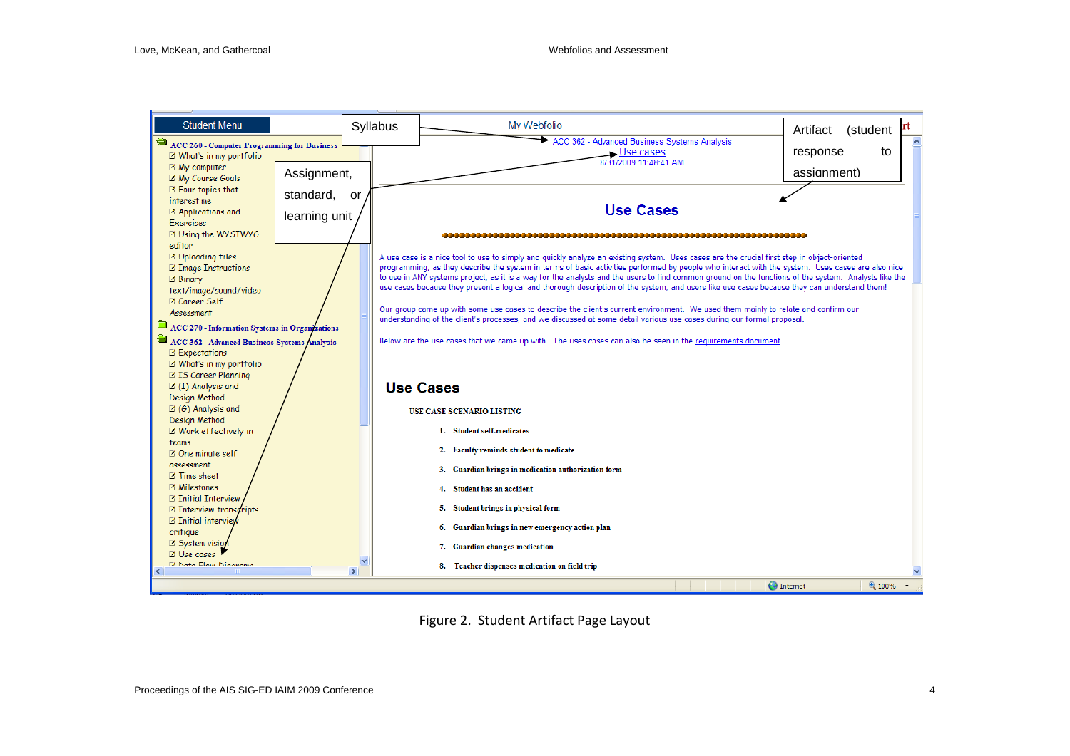Student Menu

- **ACC 260 - Computer Programming for Business**
  - What's in my portfolio
  - My computer
  - My Course Goals
  - Four topics that interest me
  - Applications and Exercises
  - Using the WYSIWYG editor
  - Uploading files
  - Image Instructions
  - Binary text/image/sound/video
  - Career Self Assessment
- **ACC 270 - Information Systems in Organizations**
- **ACC 362 - Advanced Business Systems Analysis**
  - Expectations
  - What's in my portfolio
  - IS Career Planning
  - (I) Analysis and Design Method
  - (G) Analysis and Design Method
  - Work effectively in teams
  - One minute self assessment
  - Time sheet
  - Milestones
  - Initial Interview
  - Interview transcripts
  - Initial interview critique
  - System vision
  - Use cases
  - Data Flow Diagrams

Syllabus

Assignment, standard, or learning unit

My Webfolio

ACC 362 - Advanced Business Systems Analysis
Use cases
8/31/2009 11:48:41 AM

Artifact (student response to assignment)

## Use Cases

A use case is a nice tool to use to simply and quickly analyze an existing system. Uses cases are the crucial first step in object-oriented programming, as they describe the system in terms of basic activities performed by people who interact with the system. Uses cases are also nice to use in ANY systems project, as it is a way for the analysts and the users to find common ground on the functions of the system. Analysts like the use cases because they present a logical and thorough description of the system, and users like use cases because they can understand them!

Our group came up with some use cases to describe the client's current environment. We used them mainly to relate and confirm our understanding of the client's processes, and we discussed at some detail various use cases during our formal proposal.

Below are the use cases that we came up with. The uses cases can also be seen in the requirements document.

## Use Cases

USE CASE SCENARIO LISTING

1. Student self medicates
2. Faculty reminds student to medicate
3. Guardian brings in medication authorization form
4. Student has an accident
5. Student brings in physical form
6. Guardian brings in new emergency action plan
7. Guardian changes medication
8. Teacher dispenses medication on field trip

Figure 2. Student Artifact Page Layout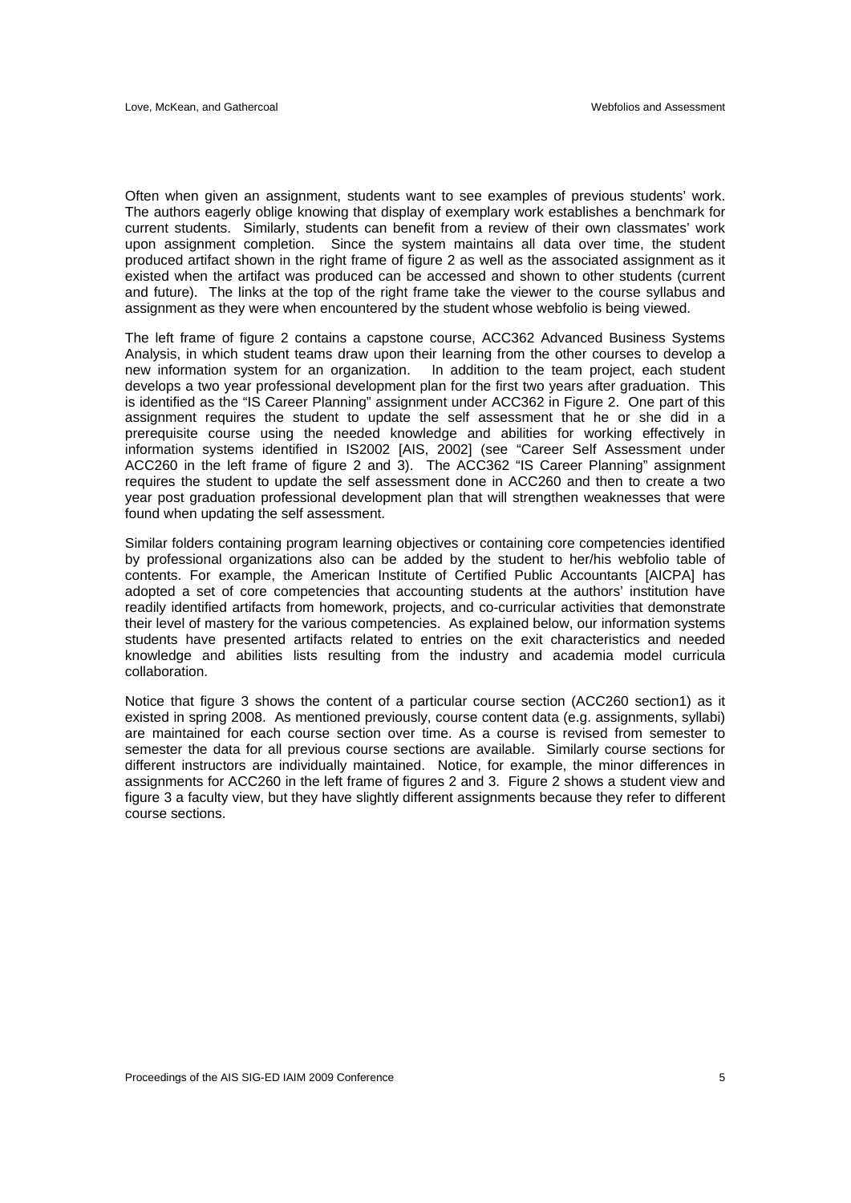Often when given an assignment, students want to see examples of previous students' work. The authors eagerly oblige knowing that display of exemplary work establishes a benchmark for current students. Similarly, students can benefit from a review of their own classmates' work upon assignment completion. Since the system maintains all data over time, the student produced artifact shown in the right frame of figure 2 as well as the associated assignment as it existed when the artifact was produced can be accessed and shown to other students (current and future). The links at the top of the right frame take the viewer to the course syllabus and assignment as they were when encountered by the student whose webfolio is being viewed.

The left frame of figure 2 contains a capstone course, ACC362 Advanced Business Systems Analysis, in which student teams draw upon their learning from the other courses to develop a new information system for an organization. In addition to the team project, each student develops a two year professional development plan for the first two years after graduation. This is identified as the "IS Career Planning" assignment under ACC362 in Figure 2. One part of this assignment requires the student to update the self assessment that he or she did in a prerequisite course using the needed knowledge and abilities for working effectively in information systems identified in IS2002 [AIS, 2002] (see "Career Self Assessment under ACC260 in the left frame of figure 2 and 3). The ACC362 "IS Career Planning" assignment requires the student to update the self assessment done in ACC260 and then to create a two year post graduation professional development plan that will strengthen weaknesses that were found when updating the self assessment.

Similar folders containing program learning objectives or containing core competencies identified by professional organizations also can be added by the student to her/his webfolio table of contents. For example, the American Institute of Certified Public Accountants [AICPA] has adopted a set of core competencies that accounting students at the authors' institution have readily identified artifacts from homework, projects, and co-curricular activities that demonstrate their level of mastery for the various competencies. As explained below, our information systems students have presented artifacts related to entries on the exit characteristics and needed knowledge and abilities lists resulting from the industry and academia model curricula collaboration.

Notice that figure 3 shows the content of a particular course section (ACC260 section1) as it existed in spring 2008. As mentioned previously, course content data (e.g. assignments, syllabi) are maintained for each course section over time. As a course is revised from semester to semester the data for all previous course sections are available. Similarly course sections for different instructors are individually maintained. Notice, for example, the minor differences in assignments for ACC260 in the left frame of figures 2 and 3. Figure 2 shows a student view and figure 3 a faculty view, but they have slightly different assignments because they refer to different course sections.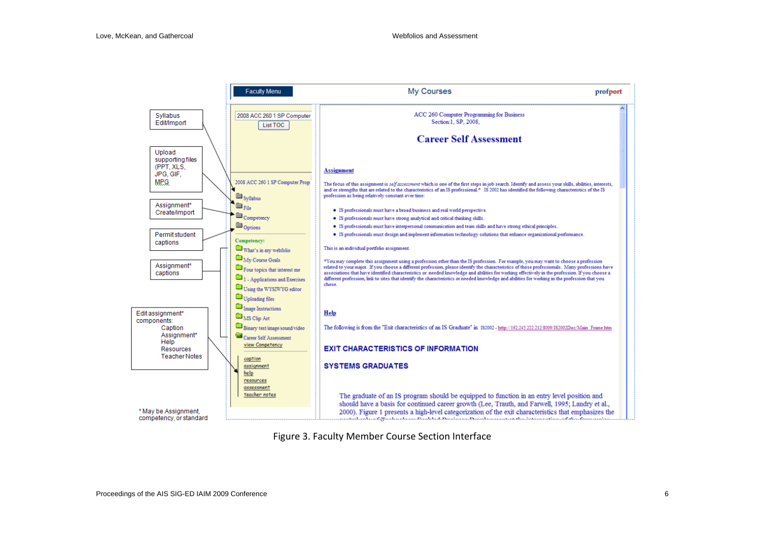Figure 3. Faculty Member Course Section Interface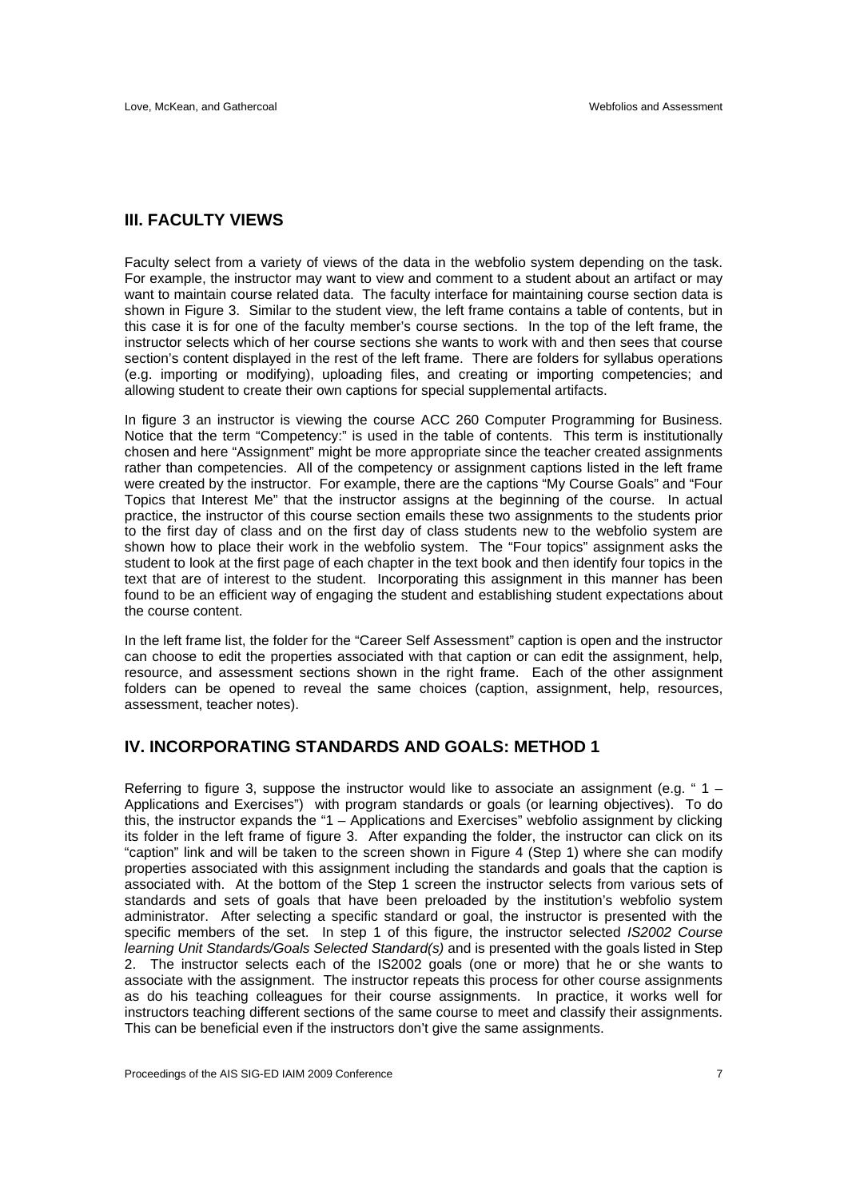## III. FACULTY VIEWS

Faculty select from a variety of views of the data in the webfolio system depending on the task. For example, the instructor may want to view and comment to a student about an artifact or may want to maintain course related data. The faculty interface for maintaining course section data is shown in Figure 3. Similar to the student view, the left frame contains a table of contents, but in this case it is for one of the faculty member's course sections. In the top of the left frame, the instructor selects which of her course sections she wants to work with and then sees that course section's content displayed in the rest of the left frame. There are folders for syllabus operations (e.g. importing or modifying), uploading files, and creating or importing competencies; and allowing student to create their own captions for special supplemental artifacts.

In figure 3 an instructor is viewing the course ACC 260 Computer Programming for Business. Notice that the term "Competency:" is used in the table of contents. This term is institutionally chosen and here "Assignment" might be more appropriate since the teacher created assignments rather than competencies. All of the competency or assignment captions listed in the left frame were created by the instructor. For example, there are the captions "My Course Goals" and "Four Topics that Interest Me" that the instructor assigns at the beginning of the course. In actual practice, the instructor of this course section emails these two assignments to the students prior to the first day of class and on the first day of class students new to the webfolio system are shown how to place their work in the webfolio system. The "Four topics" assignment asks the student to look at the first page of each chapter in the text book and then identify four topics in the text that are of interest to the student. Incorporating this assignment in this manner has been found to be an efficient way of engaging the student and establishing student expectations about the course content.

In the left frame list, the folder for the "Career Self Assessment" caption is open and the instructor can choose to edit the properties associated with that caption or can edit the assignment, help, resource, and assessment sections shown in the right frame. Each of the other assignment folders can be opened to reveal the same choices (caption, assignment, help, resources, assessment, teacher notes).

## IV. INCORPORATING STANDARDS AND GOALS: METHOD 1

Referring to figure 3, suppose the instructor would like to associate an assignment (e.g. " 1 – Applications and Exercises") with program standards or goals (or learning objectives). To do this, the instructor expands the "1 – Applications and Exercises" webfolio assignment by clicking its folder in the left frame of figure 3. After expanding the folder, the instructor can click on its "caption" link and will be taken to the screen shown in Figure 4 (Step 1) where she can modify properties associated with this assignment including the standards and goals that the caption is associated with. At the bottom of the Step 1 screen the instructor selects from various sets of standards and sets of goals that have been preloaded by the institution's webfolio system administrator. After selecting a specific standard or goal, the instructor is presented with the specific members of the set. In step 1 of this figure, the instructor selected *IS2002 Course learning Unit Standards/Goals Selected Standard(s)* and is presented with the goals listed in Step 2. The instructor selects each of the IS2002 goals (one or more) that he or she wants to associate with the assignment. The instructor repeats this process for other course assignments as do his teaching colleagues for their course assignments. In practice, it works well for instructors teaching different sections of the same course to meet and classify their assignments. This can be beneficial even if the instructors don't give the same assignments.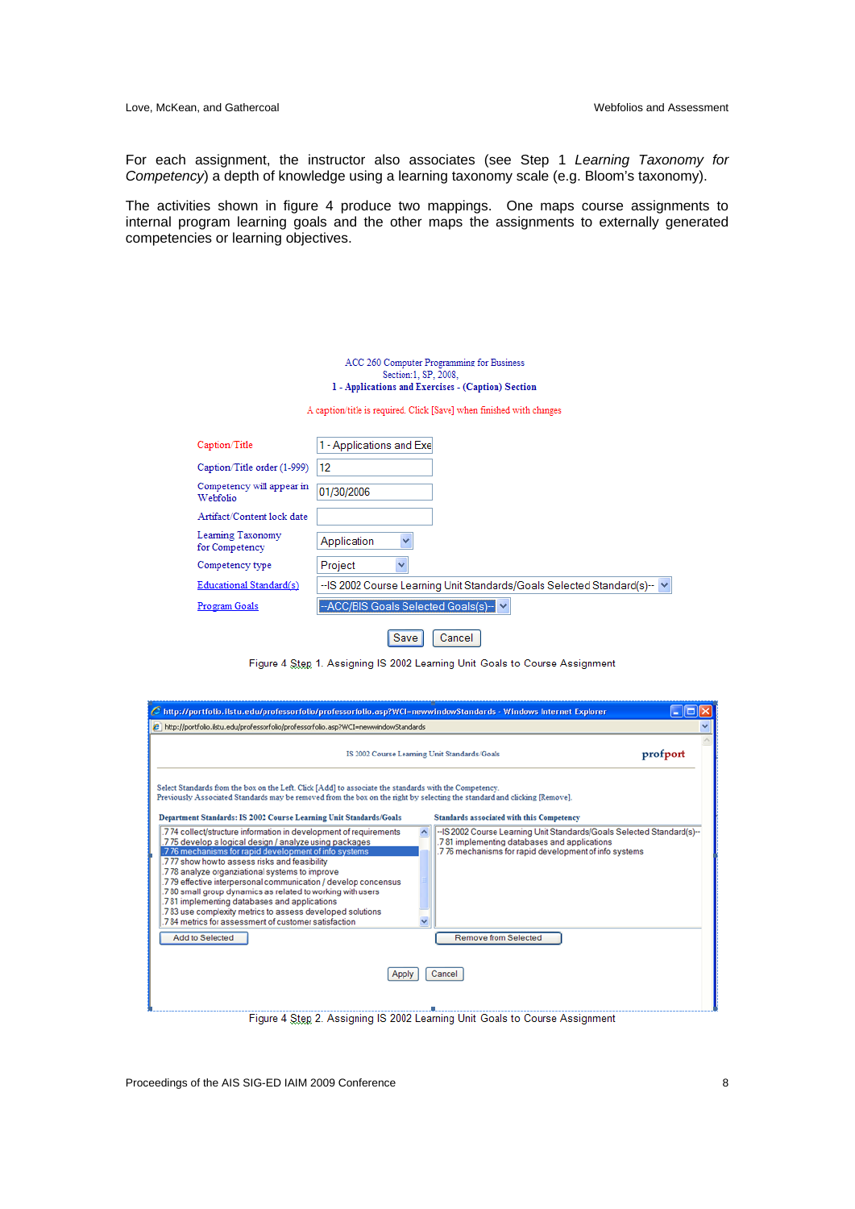For each assignment, the instructor also associates (see Step 1 *Learning Taxonomy for Competency*) a depth of knowledge using a learning taxonomy scale (e.g. Bloom's taxonomy).

The activities shown in figure 4 produce two mappings. One maps course assignments to internal program learning goals and the other maps the assignments to externally generated competencies or learning objectives.

ACC 260 Computer Programming for Business
Section:1, SP, 2008,
**1 - Applications and Exercises - (Caption) Section**

A caption/title is required. Click [Save] when finished with changes

| | |
|---|---|
| Caption/Title | 1 - Applications and Exe |
| Caption/Title order (1-999) | 12 |
| Competency will appear in Webfolio | 01/30/2006 |
| Artifact/Content lock date | |
| Learning Taxonomy for Competency | Application |
| Competency type | Project |
| Educational Standard(s) | --IS 2002 Course Learning Unit Standards/Goals Selected Standard(s)-- |
| Program Goals | --ACC/BIS Goals Selected Goals(s)-- |

Save  Cancel

Figure 4 Step 1. Assigning IS 2002 Learning Unit Goals to Course Assignment

http://portfolio.ilstu.edu/professorfolio/professorfolio.asp?WCI=newwindowStandards - Windows Internet Explorer

IS 2002 Course Learning Unit Standards/Goals  profport

Select Standards from the box on the Left. Click [Add] to associate the standards with the Competency.
Previously Associated Standards may be removed from the box on the right by selecting the standard and clicking [Remove].

**Department Standards: IS 2002 Course Learning Unit Standards/Goals**

- 7.74 collect/structure information in development of requirements
- 7.75 develop a logical design / analyze using packages
- 7.76 mechanisms for rapid development of info systems
- 7.77 show how to assess risks and feasibility
- 7.78 analyze organziational systems to improve
- 7.79 effective interpersonal communication / develop concensus
- 7.80 small group dynamics as related to working with users
- 7.81 implementing databases and applications
- 7.83 use complexity metrics to assess developed solutions
- 7.84 metrics for assessment of customer satisfaction

Add to Selected

**Standards associated with this Competency**

- --IS 2002 Course Learning Unit Standards/Goals Selected Standard(s)--
- 7.81 implementing databases and applications
- 7.76 mechanisms for rapid development of info systems

Remove from Selected

Apply  Cancel

Figure 4 Step 2. Assigning IS 2002 Learning Unit Goals to Course Assignment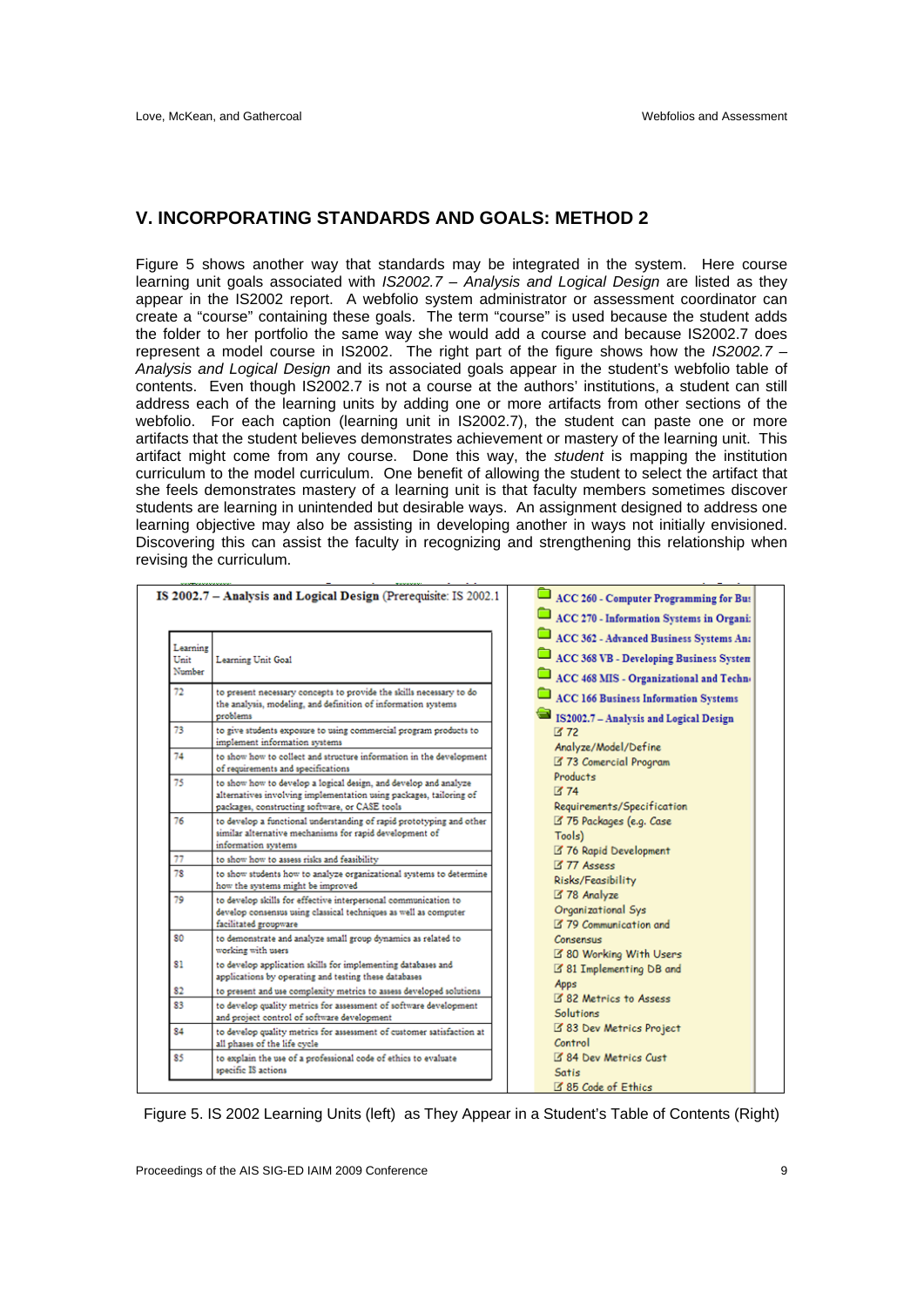## V. INCORPORATING STANDARDS AND GOALS: METHOD 2

Figure 5 shows another way that standards may be integrated in the system. Here course learning unit goals associated with *IS2002.7 – Analysis and Logical Design* are listed as they appear in the IS2002 report. A webfolio system administrator or assessment coordinator can create a "course" containing these goals. The term "course" is used because the student adds the folder to her portfolio the same way she would add a course and because IS2002.7 does represent a model course in IS2002. The right part of the figure shows how the *IS2002.7 – Analysis and Logical Design* and its associated goals appear in the student's webfolio table of contents. Even though IS2002.7 is not a course at the authors' institutions, a student can still address each of the learning units by adding one or more artifacts from other sections of the webfolio. For each caption (learning unit in IS2002.7), the student can paste one or more artifacts that the student believes demonstrates achievement or mastery of the learning unit. This artifact might come from any course. Done this way, the *student* is mapping the institution curriculum to the model curriculum. One benefit of allowing the student to select the artifact that she feels demonstrates mastery of a learning unit is that faculty members sometimes discover students are learning in unintended but desirable ways. An assignment designed to address one learning objective may also be assisting in developing another in ways not initially envisioned. Discovering this can assist the faculty in recognizing and strengthening this relationship when revising the curriculum.

**IS 2002.7 – Analysis and Logical Design** (Prerequisite: IS 2002.1

| Learning Unit Number | Learning Unit Goal |
|---|---|
| 72 | to present necessary concepts to provide the skills necessary to do the analysis, modeling, and definition of information systems problems |
| 73 | to give students exposure to using commercial program products to implement information systems |
| 74 | to show how to collect and structure information in the development of requirements and specifications |
| 75 | to show how to develop a logical design, and develop and analyze alternatives involving implementation using packages, tailoring of packages, constructing software, or CASE tools |
| 76 | to develop a functional understanding of rapid prototyping and other similar alternative mechanisms for rapid development of information systems |
| 77 | to show how to assess risks and feasibility |
| 78 | to show students how to analyze organizational systems to determine how the systems might be improved |
| 79 | to develop skills for effective interpersonal communication to develop consensus using classical techniques as well as computer facilitated groupware |
| 80 | to demonstrate and analyze small group dynamics as related to working with users |
| 81 | to develop application skills for implementing databases and applications by operating and testing these databases |
| 82 | to present and use complexity metrics to assess developed solutions |
| 83 | to develop quality metrics for assessment of software development and project control of software development |
| 84 | to develop quality metrics for assessment of customer satisfaction at all phases of the life cycle |
| 85 | to explain the use of a professional code of ethics to evaluate specific IS actions |

- ACC 260 - Computer Programming for Bus
- ACC 270 - Information Systems in Organi
- ACC 362 - Advanced Business Systems An
- ACC 368 VB - Developing Business Systen
- ACC 468 MIS - Organizational and Techn
- ACC 166 Business Information Systems
- IS2002.7 – Analysis and Logical Design
  - 72 Analyze/Model/Define
  - 73 Comercial Program Products
  - 74 Requirements/Specification
  - 75 Packages (e.g. Case Tools)
  - 76 Rapid Development
  - 77 Assess Risks/Feasibility
  - 78 Analyze Organizational Sys
  - 79 Communication and Consensus
  - 80 Working With Users
  - 81 Implementing DB and Apps
  - 82 Metrics to Assess Solutions
  - 83 Dev Metrics Project Control
  - 84 Dev Metrics Cust Satis
  - 85 Code of Ethics

Figure 5. IS 2002 Learning Units (left) as They Appear in a Student's Table of Contents (Right)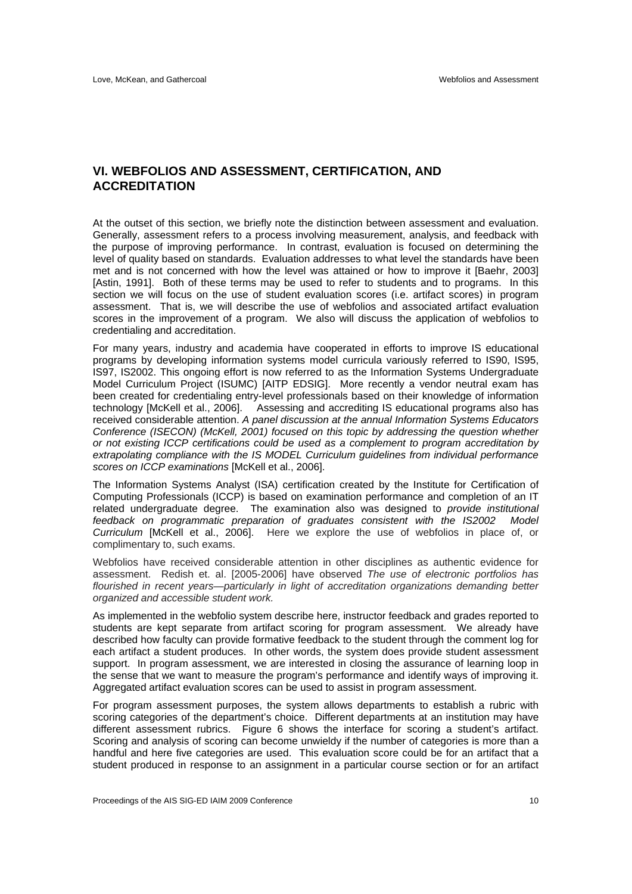## VI. WEBFOLIOS AND ASSESSMENT, CERTIFICATION, AND ACCREDITATION

At the outset of this section, we briefly note the distinction between assessment and evaluation. Generally, assessment refers to a process involving measurement, analysis, and feedback with the purpose of improving performance. In contrast, evaluation is focused on determining the level of quality based on standards. Evaluation addresses to what level the standards have been met and is not concerned with how the level was attained or how to improve it [Baehr, 2003] [Astin, 1991]. Both of these terms may be used to refer to students and to programs. In this section we will focus on the use of student evaluation scores (i.e. artifact scores) in program assessment. That is, we will describe the use of webfolios and associated artifact evaluation scores in the improvement of a program. We also will discuss the application of webfolios to credentialing and accreditation.

For many years, industry and academia have cooperated in efforts to improve IS educational programs by developing information systems model curricula variously referred to IS90, IS95, IS97, IS2002. This ongoing effort is now referred to as the Information Systems Undergraduate Model Curriculum Project (ISUMC) [AITP EDSIG]. More recently a vendor neutral exam has been created for credentialing entry-level professionals based on their knowledge of information technology [McKell et al., 2006]. Assessing and accrediting IS educational programs also has received considerable attention. *A panel discussion at the annual Information Systems Educators Conference (ISECON) (McKell, 2001) focused on this topic by addressing the question whether or not existing ICCP certifications could be used as a complement to program accreditation by extrapolating compliance with the IS MODEL Curriculum guidelines from individual performance scores on ICCP examinations* [McKell et al., 2006].

The Information Systems Analyst (ISA) certification created by the Institute for Certification of Computing Professionals (ICCP) is based on examination performance and completion of an IT related undergraduate degree. The examination also was designed to *provide institutional feedback on programmatic preparation of graduates consistent with the IS2002 Model Curriculum* [McKell et al., 2006]. Here we explore the use of webfolios in place of, or complimentary to, such exams.

Webfolios have received considerable attention in other disciplines as authentic evidence for assessment. Redish et. al. [2005-2006] have observed *The use of electronic portfolios has flourished in recent years—particularly in light of accreditation organizations demanding better organized and accessible student work.*

As implemented in the webfolio system describe here, instructor feedback and grades reported to students are kept separate from artifact scoring for program assessment. We already have described how faculty can provide formative feedback to the student through the comment log for each artifact a student produces. In other words, the system does provide student assessment support. In program assessment, we are interested in closing the assurance of learning loop in the sense that we want to measure the program's performance and identify ways of improving it. Aggregated artifact evaluation scores can be used to assist in program assessment.

For program assessment purposes, the system allows departments to establish a rubric with scoring categories of the department's choice. Different departments at an institution may have different assessment rubrics. Figure 6 shows the interface for scoring a student's artifact. Scoring and analysis of scoring can become unwieldy if the number of categories is more than a handful and here five categories are used. This evaluation score could be for an artifact that a student produced in response to an assignment in a particular course section or for an artifact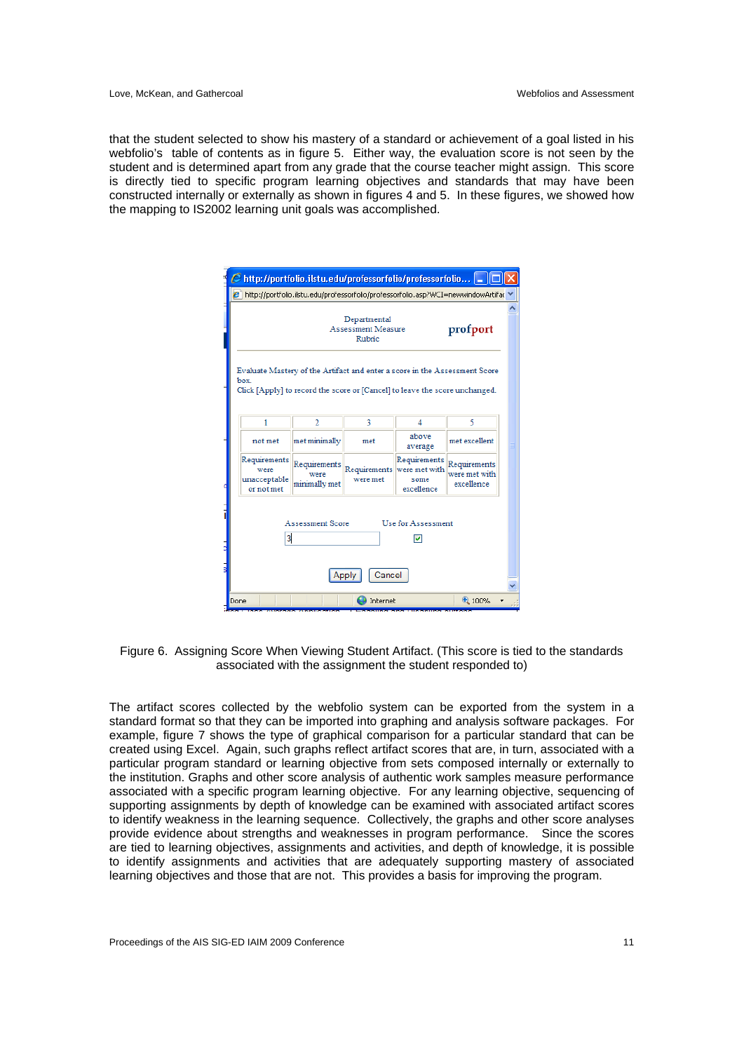that the student selected to show his mastery of a standard or achievement of a goal listed in his webfolio's table of contents as in figure 5. Either way, the evaluation score is not seen by the student and is determined apart from any grade that the course teacher might assign. This score is directly tied to specific program learning objectives and standards that may have been constructed internally or externally as shown in figures 4 and 5. In these figures, we showed how the mapping to IS2002 learning unit goals was accomplished.

Figure 6. Assigning Score When Viewing Student Artifact. (This score is tied to the standards associated with the assignment the student responded to)

The artifact scores collected by the webfolio system can be exported from the system in a standard format so that they can be imported into graphing and analysis software packages. For example, figure 7 shows the type of graphical comparison for a particular standard that can be created using Excel. Again, such graphs reflect artifact scores that are, in turn, associated with a particular program standard or learning objective from sets composed internally or externally to the institution. Graphs and other score analysis of authentic work samples measure performance associated with a specific program learning objective. For any learning objective, sequencing of supporting assignments by depth of knowledge can be examined with associated artifact scores to identify weakness in the learning sequence. Collectively, the graphs and other score analyses provide evidence about strengths and weaknesses in program performance. Since the scores are tied to learning objectives, assignments and activities, and depth of knowledge, it is possible to identify assignments and activities that are adequately supporting mastery of associated learning objectives and those that are not. This provides a basis for improving the program.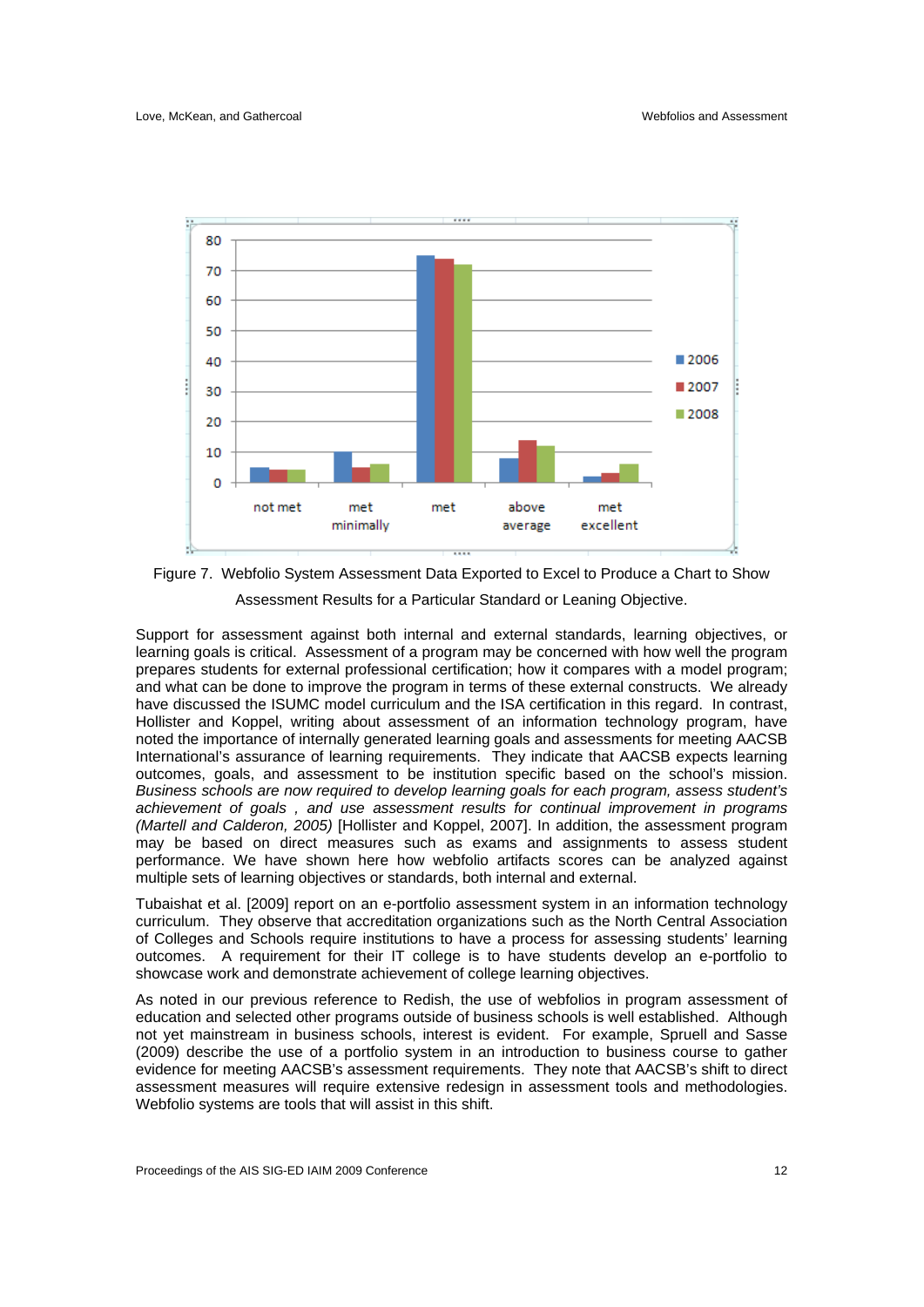Figure 7. Webfolio System Assessment Data Exported to Excel to Produce a Chart to Show Assessment Results for a Particular Standard or Leaning Objective.

Support for assessment against both internal and external standards, learning objectives, or learning goals is critical. Assessment of a program may be concerned with how well the program prepares students for external professional certification; how it compares with a model program; and what can be done to improve the program in terms of these external constructs. We already have discussed the ISUMC model curriculum and the ISA certification in this regard. In contrast, Hollister and Koppel, writing about assessment of an information technology program, have noted the importance of internally generated learning goals and assessments for meeting AACSB International's assurance of learning requirements. They indicate that AACSB expects learning outcomes, goals, and assessment to be institution specific based on the school's mission. *Business schools are now required to develop learning goals for each program, assess student's achievement of goals , and use assessment results for continual improvement in programs (Martell and Calderon, 2005)* [Hollister and Koppel, 2007]. In addition, the assessment program may be based on direct measures such as exams and assignments to assess student performance. We have shown here how webfolio artifacts scores can be analyzed against multiple sets of learning objectives or standards, both internal and external.

Tubaishat et al. [2009] report on an e-portfolio assessment system in an information technology curriculum. They observe that accreditation organizations such as the North Central Association of Colleges and Schools require institutions to have a process for assessing students' learning outcomes. A requirement for their IT college is to have students develop an e-portfolio to showcase work and demonstrate achievement of college learning objectives.

As noted in our previous reference to Redish, the use of webfolios in program assessment of education and selected other programs outside of business schools is well established. Although not yet mainstream in business schools, interest is evident. For example, Spruell and Sasse (2009) describe the use of a portfolio system in an introduction to business course to gather evidence for meeting AACSB's assessment requirements. They note that AACSB's shift to direct assessment measures will require extensive redesign in assessment tools and methodologies. Webfolio systems are tools that will assist in this shift.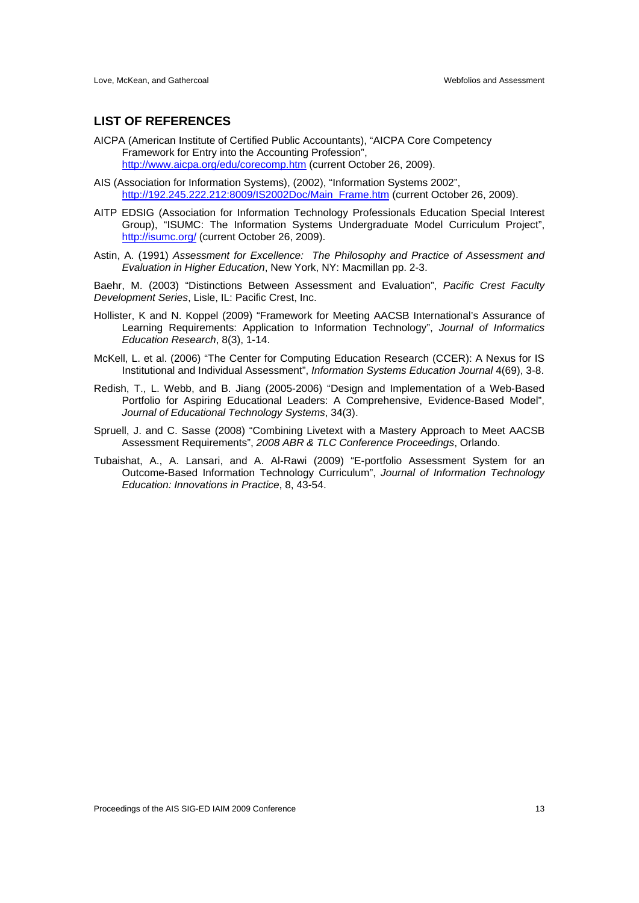## LIST OF REFERENCES

AICPA (American Institute of Certified Public Accountants), "AICPA Core Competency Framework for Entry into the Accounting Profession", http://www.aicpa.org/edu/corecomp.htm (current October 26, 2009).

AIS (Association for Information Systems), (2002), "Information Systems 2002", http://192.245.222.212:8009/IS2002Doc/Main_Frame.htm (current October 26, 2009).

AITP EDSIG (Association for Information Technology Professionals Education Special Interest Group), "ISUMC: The Information Systems Undergraduate Model Curriculum Project", http://isumc.org/ (current October 26, 2009).

Astin, A. (1991) *Assessment for Excellence: The Philosophy and Practice of Assessment and Evaluation in Higher Education*, New York, NY: Macmillan pp. 2-3.

Baehr, M. (2003) "Distinctions Between Assessment and Evaluation", *Pacific Crest Faculty Development Series*, Lisle, IL: Pacific Crest, Inc.

Hollister, K and N. Koppel (2009) "Framework for Meeting AACSB International's Assurance of Learning Requirements: Application to Information Technology", *Journal of Informatics Education Research*, 8(3), 1-14.

McKell, L. et al. (2006) "The Center for Computing Education Research (CCER): A Nexus for IS Institutional and Individual Assessment", *Information Systems Education Journal* 4(69), 3-8.

Redish, T., L. Webb, and B. Jiang (2005-2006) "Design and Implementation of a Web-Based Portfolio for Aspiring Educational Leaders: A Comprehensive, Evidence-Based Model", *Journal of Educational Technology Systems*, 34(3).

Spruell, J. and C. Sasse (2008) "Combining Livetext with a Mastery Approach to Meet AACSB Assessment Requirements", *2008 ABR & TLC Conference Proceedings*, Orlando.

Tubaishat, A., A. Lansari, and A. Al-Rawi (2009) "E-portfolio Assessment System for an Outcome-Based Information Technology Curriculum", *Journal of Information Technology Education: Innovations in Practice*, 8, 43-54.